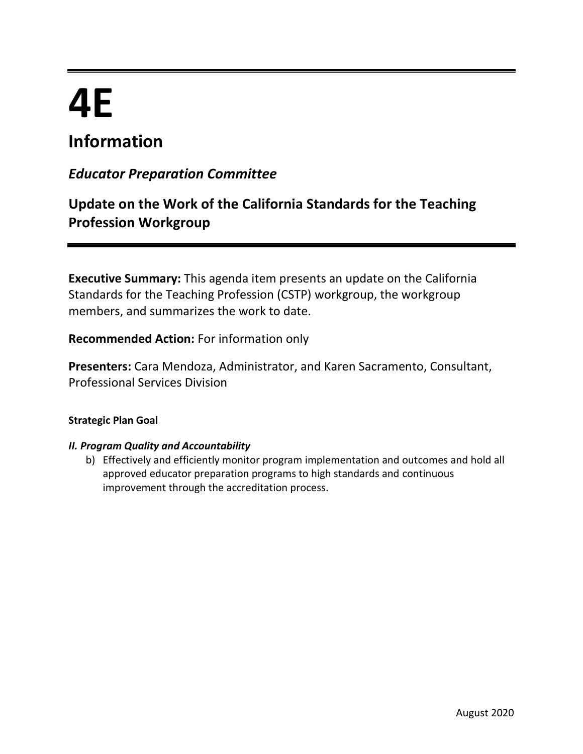# 4E

## Information

### *Educator Preparation Committee*

### Update on the Work of the California Standards for the Teaching Profession Workgroup

**Executive Summary:** This agenda item presents an update on the California Standards for the Teaching Profession (CSTP) workgroup, the workgroup members, and summarizes the work to date.

**Recommended Action:** For information only

**Presenters:** Cara Mendoza, Administrator, and Karen Sacramento, Consultant, Professional Services Division

**Strategic Plan Goal**

***II. Program Quality and Accountability***

b) Effectively and efficiently monitor program implementation and outcomes and hold all approved educator preparation programs to high standards and continuous improvement through the accreditation process.

August 2020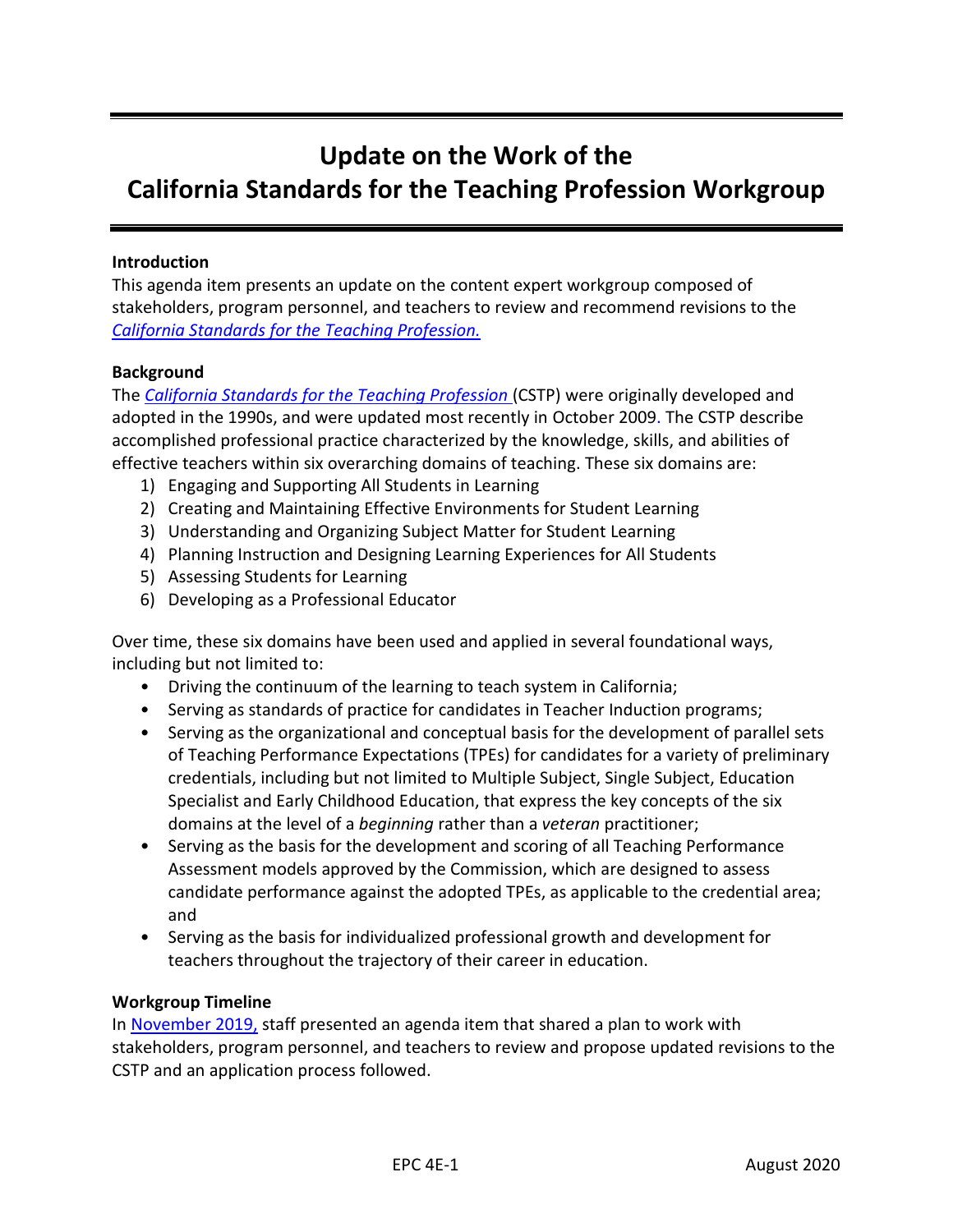# Update on the Work of the California Standards for the Teaching Profession Workgroup

## Introduction

This agenda item presents an update on the content expert workgroup composed of stakeholders, program personnel, and teachers to review and recommend revisions to the *California Standards for the Teaching Profession.*

## Background

The *California Standards for the Teaching Profession* (CSTP) were originally developed and adopted in the 1990s, and were updated most recently in October 2009. The CSTP describe accomplished professional practice characterized by the knowledge, skills, and abilities of effective teachers within six overarching domains of teaching. These six domains are:

1) Engaging and Supporting All Students in Learning
2) Creating and Maintaining Effective Environments for Student Learning
3) Understanding and Organizing Subject Matter for Student Learning
4) Planning Instruction and Designing Learning Experiences for All Students
5) Assessing Students for Learning
6) Developing as a Professional Educator

Over time, these six domains have been used and applied in several foundational ways, including but not limited to:

- Driving the continuum of the learning to teach system in California;
- Serving as standards of practice for candidates in Teacher Induction programs;
- Serving as the organizational and conceptual basis for the development of parallel sets of Teaching Performance Expectations (TPEs) for candidates for a variety of preliminary credentials, including but not limited to Multiple Subject, Single Subject, Education Specialist and Early Childhood Education, that express the key concepts of the six domains at the level of a *beginning* rather than a *veteran* practitioner;
- Serving as the basis for the development and scoring of all Teaching Performance Assessment models approved by the Commission, which are designed to assess candidate performance against the adopted TPEs, as applicable to the credential area; and
- Serving as the basis for individualized professional growth and development for teachers throughout the trajectory of their career in education.

## Workgroup Timeline

In November 2019, staff presented an agenda item that shared a plan to work with stakeholders, program personnel, and teachers to review and propose updated revisions to the CSTP and an application process followed.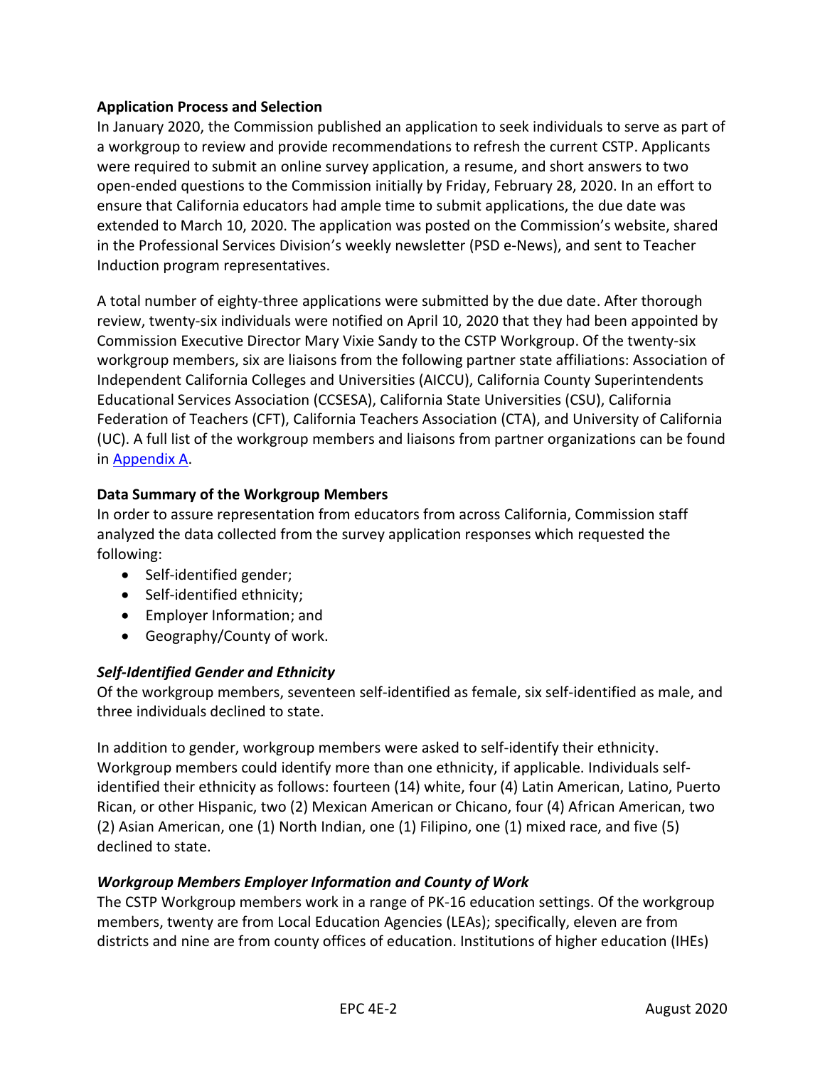### Application Process and Selection

In January 2020, the Commission published an application to seek individuals to serve as part of a workgroup to review and provide recommendations to refresh the current CSTP. Applicants were required to submit an online survey application, a resume, and short answers to two open-ended questions to the Commission initially by Friday, February 28, 2020. In an effort to ensure that California educators had ample time to submit applications, the due date was extended to March 10, 2020. The application was posted on the Commission's website, shared in the Professional Services Division's weekly newsletter (PSD e-News), and sent to Teacher Induction program representatives.

A total number of eighty-three applications were submitted by the due date. After thorough review, twenty-six individuals were notified on April 10, 2020 that they had been appointed by Commission Executive Director Mary Vixie Sandy to the CSTP Workgroup. Of the twenty-six workgroup members, six are liaisons from the following partner state affiliations: Association of Independent California Colleges and Universities (AICCU), California County Superintendents Educational Services Association (CCSESA), California State Universities (CSU), California Federation of Teachers (CFT), California Teachers Association (CTA), and University of California (UC). A full list of the workgroup members and liaisons from partner organizations can be found in Appendix A.

### Data Summary of the Workgroup Members

In order to assure representation from educators from across California, Commission staff analyzed the data collected from the survey application responses which requested the following:

- Self-identified gender;
- Self-identified ethnicity;
- Employer Information; and
- Geography/County of work.

#### *Self-Identified Gender and Ethnicity*

Of the workgroup members, seventeen self-identified as female, six self-identified as male, and three individuals declined to state.

In addition to gender, workgroup members were asked to self-identify their ethnicity. Workgroup members could identify more than one ethnicity, if applicable. Individuals self-identified their ethnicity as follows: fourteen (14) white, four (4) Latin American, Latino, Puerto Rican, or other Hispanic, two (2) Mexican American or Chicano, four (4) African American, two (2) Asian American, one (1) North Indian, one (1) Filipino, one (1) mixed race, and five (5) declined to state.

#### *Workgroup Members Employer Information and County of Work*

The CSTP Workgroup members work in a range of PK-16 education settings. Of the workgroup members, twenty are from Local Education Agencies (LEAs); specifically, eleven are from districts and nine are from county offices of education. Institutions of higher education (IHEs)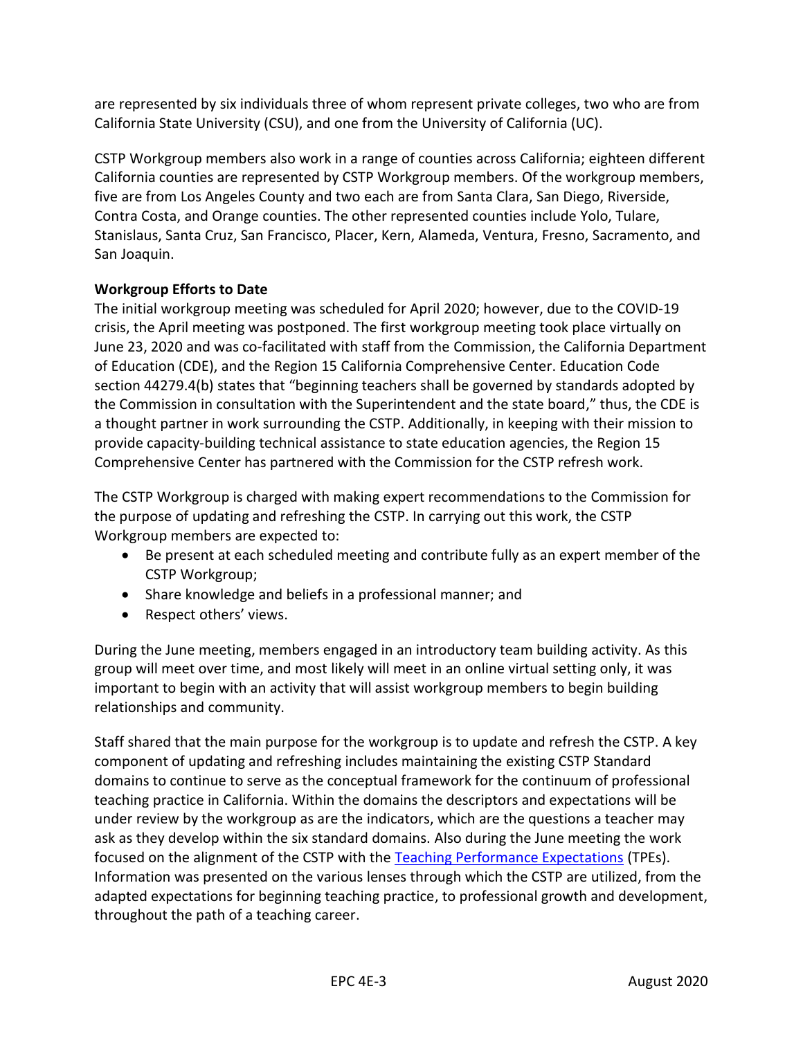are represented by six individuals three of whom represent private colleges, two who are from California State University (CSU), and one from the University of California (UC).

CSTP Workgroup members also work in a range of counties across California; eighteen different California counties are represented by CSTP Workgroup members. Of the workgroup members, five are from Los Angeles County and two each are from Santa Clara, San Diego, Riverside, Contra Costa, and Orange counties. The other represented counties include Yolo, Tulare, Stanislaus, Santa Cruz, San Francisco, Placer, Kern, Alameda, Ventura, Fresno, Sacramento, and San Joaquin.

**Workgroup Efforts to Date**

The initial workgroup meeting was scheduled for April 2020; however, due to the COVID-19 crisis, the April meeting was postponed. The first workgroup meeting took place virtually on June 23, 2020 and was co-facilitated with staff from the Commission, the California Department of Education (CDE), and the Region 15 California Comprehensive Center. Education Code section 44279.4(b) states that "beginning teachers shall be governed by standards adopted by the Commission in consultation with the Superintendent and the state board," thus, the CDE is a thought partner in work surrounding the CSTP. Additionally, in keeping with their mission to provide capacity-building technical assistance to state education agencies, the Region 15 Comprehensive Center has partnered with the Commission for the CSTP refresh work.

The CSTP Workgroup is charged with making expert recommendations to the Commission for the purpose of updating and refreshing the CSTP. In carrying out this work, the CSTP Workgroup members are expected to:

- Be present at each scheduled meeting and contribute fully as an expert member of the CSTP Workgroup;
- Share knowledge and beliefs in a professional manner; and
- Respect others' views.

During the June meeting, members engaged in an introductory team building activity. As this group will meet over time, and most likely will meet in an online virtual setting only, it was important to begin with an activity that will assist workgroup members to begin building relationships and community.

Staff shared that the main purpose for the workgroup is to update and refresh the CSTP. A key component of updating and refreshing includes maintaining the existing CSTP Standard domains to continue to serve as the conceptual framework for the continuum of professional teaching practice in California. Within the domains the descriptors and expectations will be under review by the workgroup as are the indicators, which are the questions a teacher may ask as they develop within the six standard domains. Also during the June meeting the work focused on the alignment of the CSTP with the Teaching Performance Expectations (TPEs). Information was presented on the various lenses through which the CSTP are utilized, from the adapted expectations for beginning teaching practice, to professional growth and development, throughout the path of a teaching career.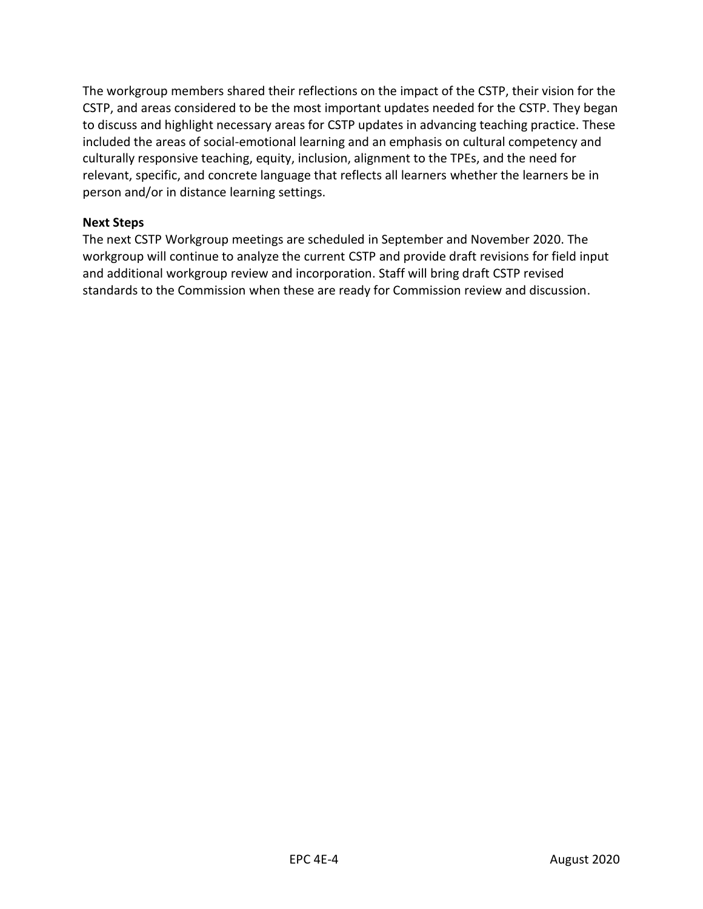The workgroup members shared their reflections on the impact of the CSTP, their vision for the CSTP, and areas considered to be the most important updates needed for the CSTP. They began to discuss and highlight necessary areas for CSTP updates in advancing teaching practice. These included the areas of social-emotional learning and an emphasis on cultural competency and culturally responsive teaching, equity, inclusion, alignment to the TPEs, and the need for relevant, specific, and concrete language that reflects all learners whether the learners be in person and/or in distance learning settings.

**Next Steps**

The next CSTP Workgroup meetings are scheduled in September and November 2020. The workgroup will continue to analyze the current CSTP and provide draft revisions for field input and additional workgroup review and incorporation. Staff will bring draft CSTP revised standards to the Commission when these are ready for Commission review and discussion.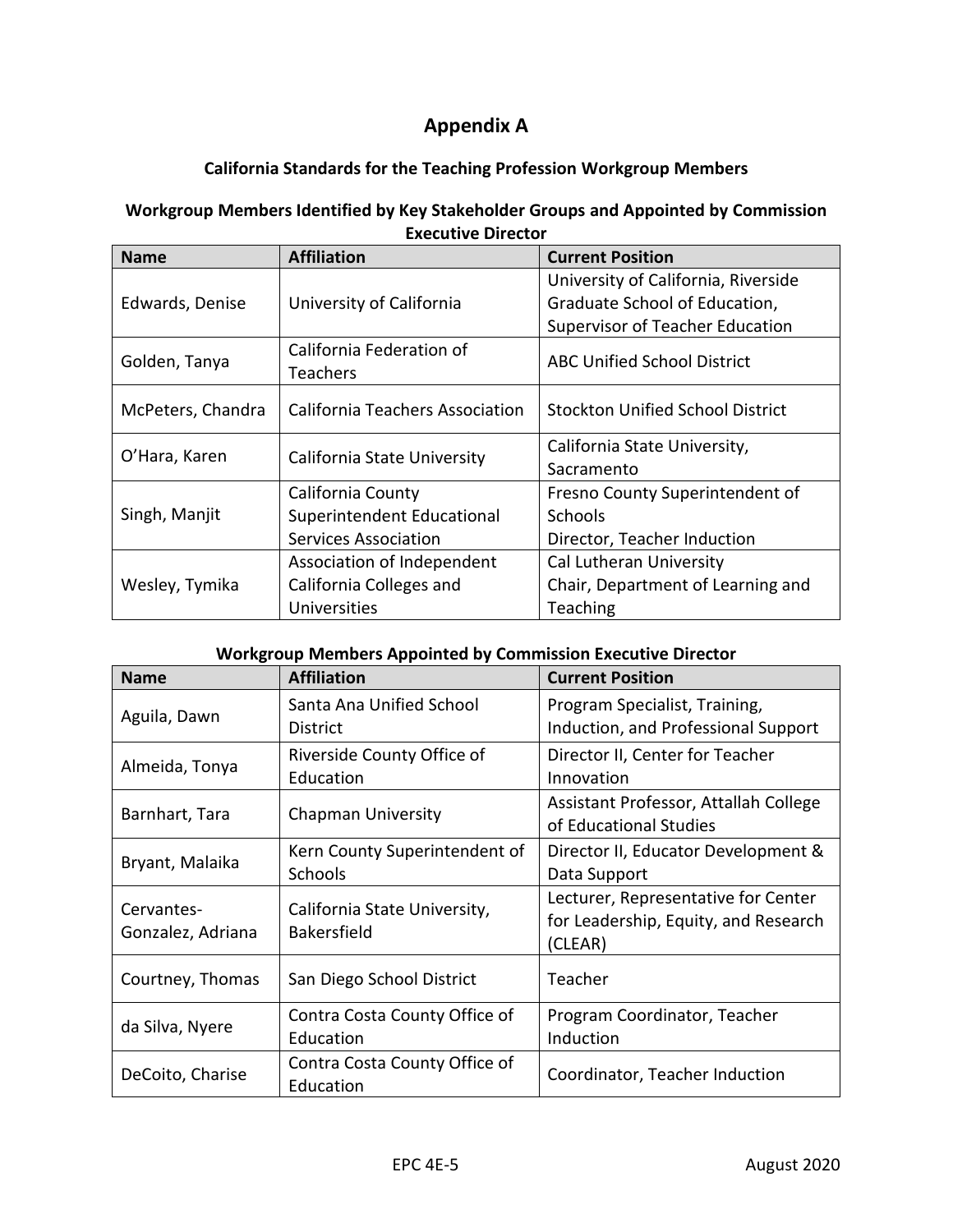# Appendix A

## California Standards for the Teaching Profession Workgroup Members

### Workgroup Members Identified by Key Stakeholder Groups and Appointed by Commission Executive Director

| Name | Affiliation | Current Position |
|---|---|---|
| Edwards, Denise | University of California | University of California, Riverside Graduate School of Education, Supervisor of Teacher Education |
| Golden, Tanya | California Federation of Teachers | ABC Unified School District |
| McPeters, Chandra | California Teachers Association | Stockton Unified School District |
| O'Hara, Karen | California State University | California State University, Sacramento |
| Singh, Manjit | California County Superintendent Educational Services Association | Fresno County Superintendent of Schools Director, Teacher Induction |
| Wesley, Tymika | Association of Independent California Colleges and Universities | Cal Lutheran University Chair, Department of Learning and Teaching |

### Workgroup Members Appointed by Commission Executive Director

| Name | Affiliation | Current Position |
|---|---|---|
| Aguila, Dawn | Santa Ana Unified School District | Program Specialist, Training, Induction, and Professional Support |
| Almeida, Tonya | Riverside County Office of Education | Director II, Center for Teacher Innovation |
| Barnhart, Tara | Chapman University | Assistant Professor, Attallah College of Educational Studies |
| Bryant, Malaika | Kern County Superintendent of Schools | Director II, Educator Development & Data Support |
| Cervantes-Gonzalez, Adriana | California State University, Bakersfield | Lecturer, Representative for Center for Leadership, Equity, and Research (CLEAR) |
| Courtney, Thomas | San Diego School District | Teacher |
| da Silva, Nyere | Contra Costa County Office of Education | Program Coordinator, Teacher Induction |
| DeCoito, Charise | Contra Costa County Office of Education | Coordinator, Teacher Induction |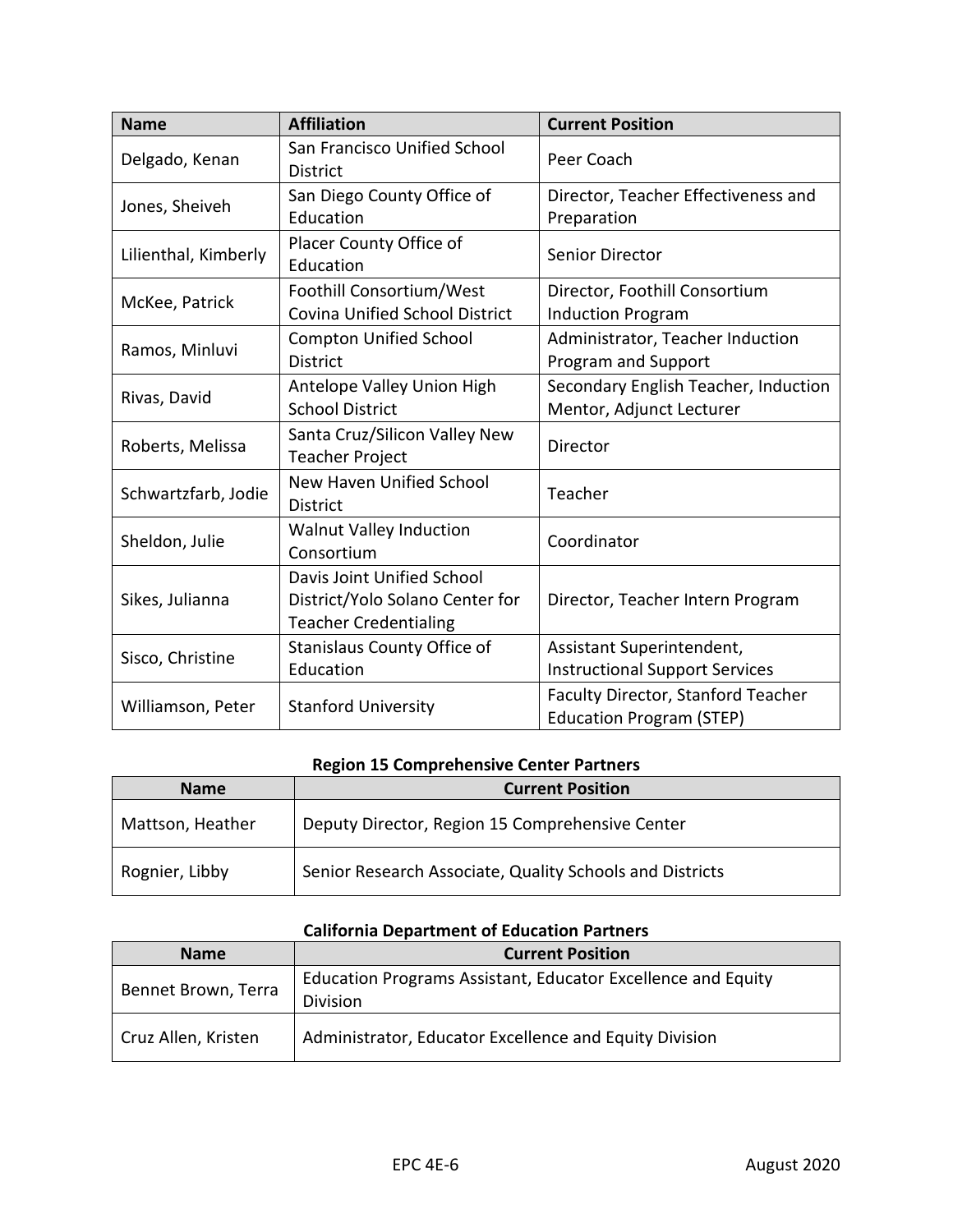| Name | Affiliation | Current Position |
| --- | --- | --- |
| Delgado, Kenan | San Francisco Unified School District | Peer Coach |
| Jones, Sheiveh | San Diego County Office of Education | Director, Teacher Effectiveness and Preparation |
| Lilienthal, Kimberly | Placer County Office of Education | Senior Director |
| McKee, Patrick | Foothill Consortium/West Covina Unified School District | Director, Foothill Consortium Induction Program |
| Ramos, Minluvi | Compton Unified School District | Administrator, Teacher Induction Program and Support |
| Rivas, David | Antelope Valley Union High School District | Secondary English Teacher, Induction Mentor, Adjunct Lecturer |
| Roberts, Melissa | Santa Cruz/Silicon Valley New Teacher Project | Director |
| Schwartzfarb, Jodie | New Haven Unified School District | Teacher |
| Sheldon, Julie | Walnut Valley Induction Consortium | Coordinator |
| Sikes, Julianna | Davis Joint Unified School District/Yolo Solano Center for Teacher Credentialing | Director, Teacher Intern Program |
| Sisco, Christine | Stanislaus County Office of Education | Assistant Superintendent, Instructional Support Services |
| Williamson, Peter | Stanford University | Faculty Director, Stanford Teacher Education Program (STEP) |

**Region 15 Comprehensive Center Partners**

| Name | Current Position |
| --- | --- |
| Mattson, Heather | Deputy Director, Region 15 Comprehensive Center |
| Rognier, Libby | Senior Research Associate, Quality Schools and Districts |

**California Department of Education Partners**

| Name | Current Position |
| --- | --- |
| Bennet Brown, Terra | Education Programs Assistant, Educator Excellence and Equity Division |
| Cruz Allen, Kristen | Administrator, Educator Excellence and Equity Division |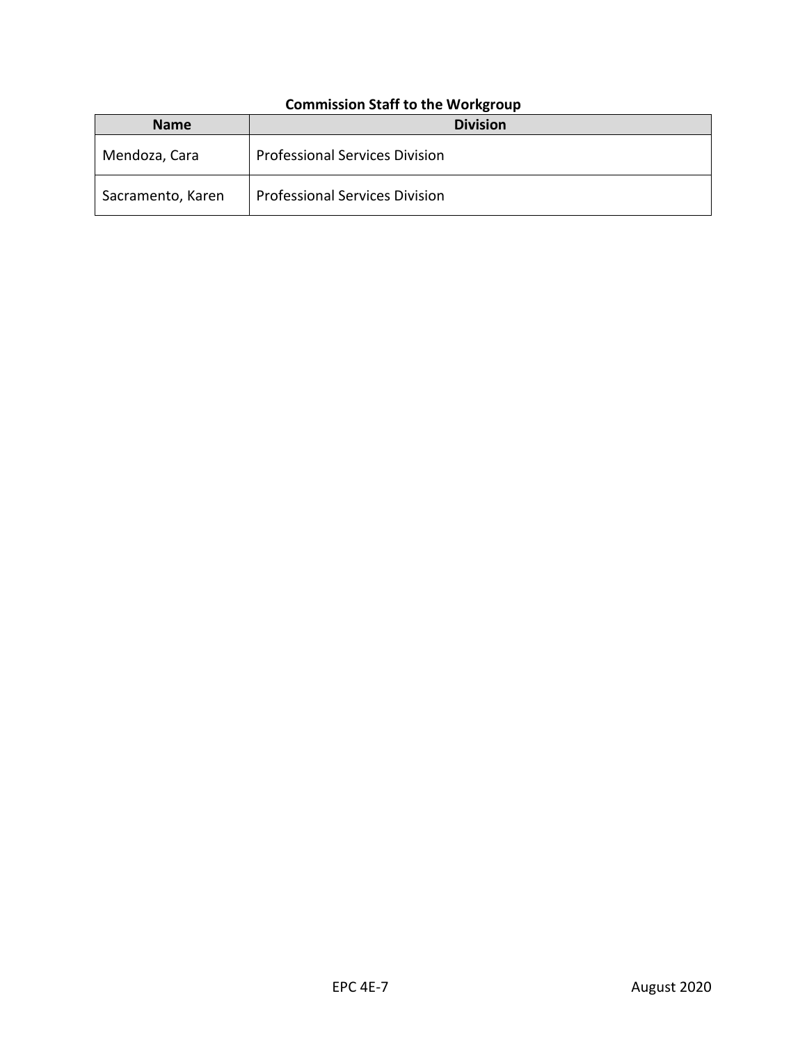**Commission Staff to the Workgroup**

| Name | Division |
| --- | --- |
| Mendoza, Cara | Professional Services Division |
| Sacramento, Karen | Professional Services Division |